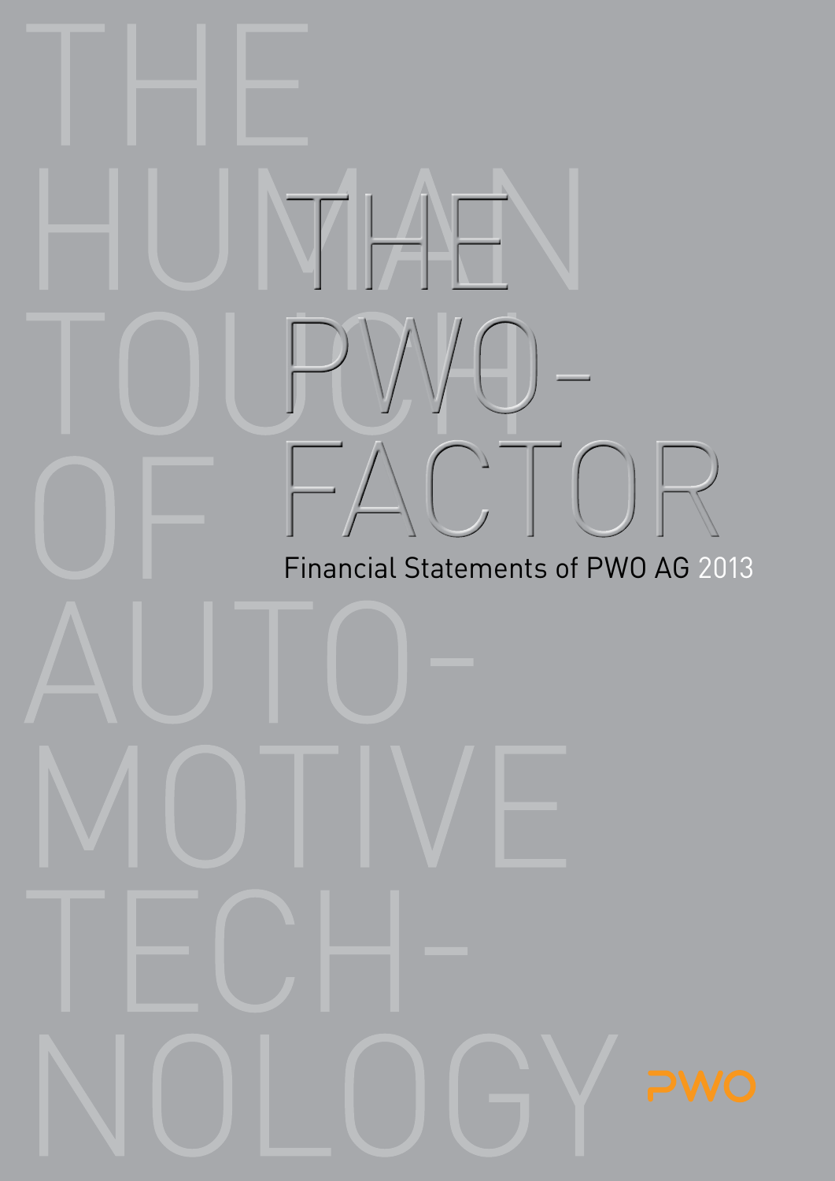THE HUMAN TOUCH OF AUTOMOTIVE TECHNOLOGY

# THE PWO-FACTOR

Financial Statements of PWO AG 2013

PWO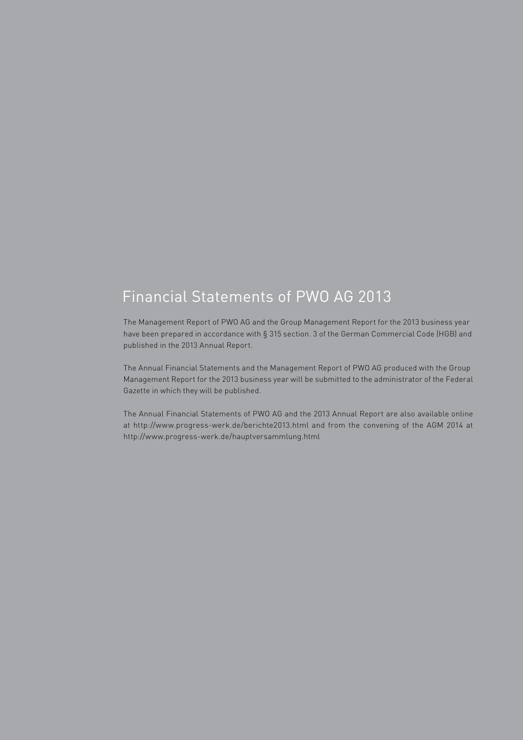# Financial Statements of PWO AG 2013

The Management Report of PWO AG and the Group Management Report for the 2013 business year have been prepared in accordance with § 315 section. 3 of the German Commercial Code (HGB) and published in the 2013 Annual Report.

The Annual Financial Statements and the Management Report of PWO AG produced with the Group Management Report for the 2013 business year will be submitted to the administrator of the Federal Gazette in which they will be published.

The Annual Financial Statements of PWO AG and the 2013 Annual Report are also available online at http://www.progress-werk.de/berichte2013.html and from the convening of the AGM 2014 at http://www.progress-werk.de/hauptversammlung.html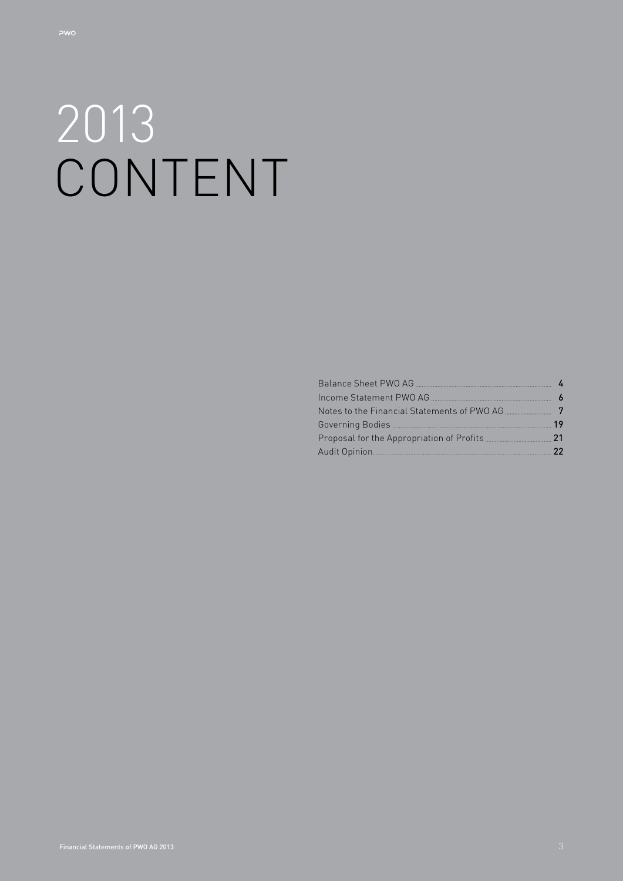# 2013 CONTENT

| | |
|---|---|
| Balance Sheet PWO AG | 4 |
| Income Statement PWO AG | 6 |
| Notes to the Financial Statements of PWO AG | 7 |
| Governing Bodies | 19 |
| Proposal for the Appropriation of Profits | 21 |
| Audit Opinion | 22 |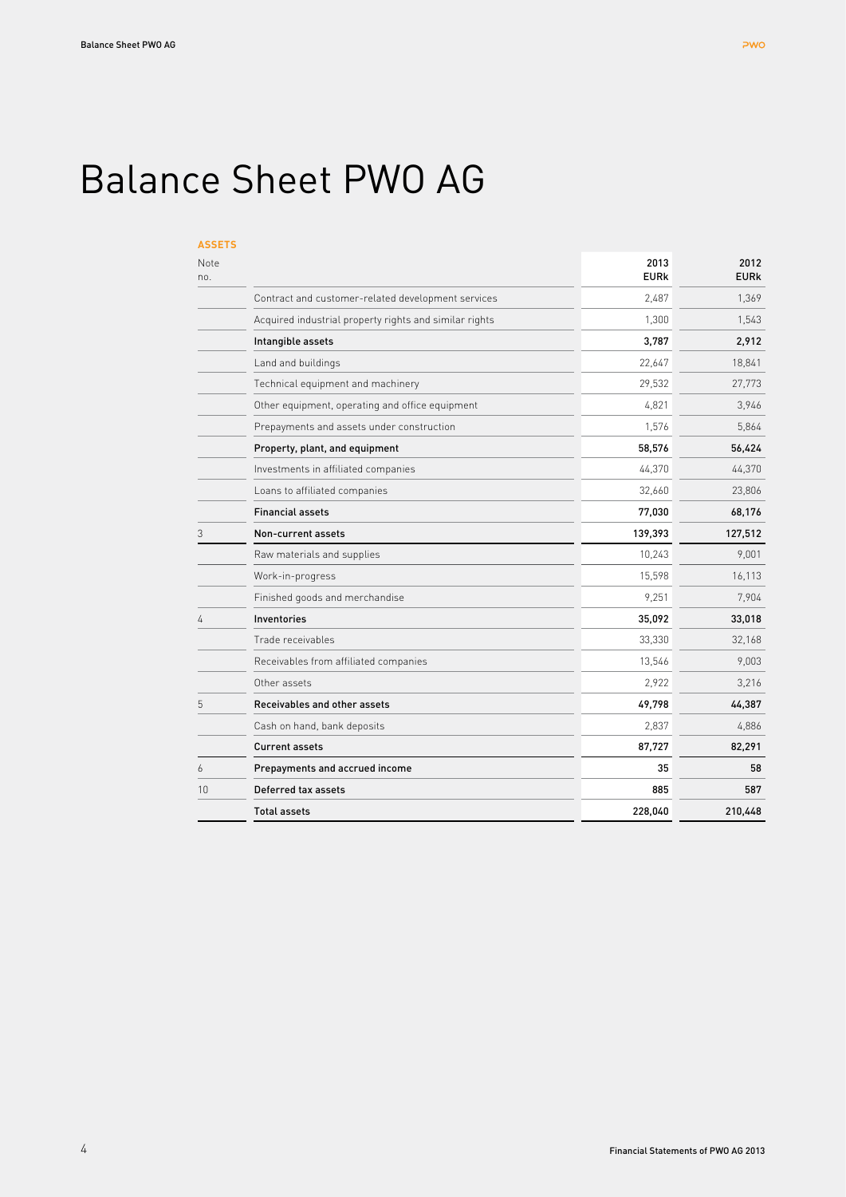# Balance Sheet PWO AG

**ASSETS**

| Note no. | | 2013 EURk | 2012 EURk |
|---|---|---|---|
| | Contract and customer-related development services | 2,487 | 1,369 |
| | Acquired industrial property rights and similar rights | 1,300 | 1,543 |
| | **Intangible assets** | **3,787** | **2,912** |
| | Land and buildings | 22,647 | 18,841 |
| | Technical equipment and machinery | 29,532 | 27,773 |
| | Other equipment, operating and office equipment | 4,821 | 3,946 |
| | Prepayments and assets under construction | 1,576 | 5,864 |
| | **Property, plant, and equipment** | **58,576** | **56,424** |
| | Investments in affiliated companies | 44,370 | 44,370 |
| | Loans to affiliated companies | 32,660 | 23,806 |
| | **Financial assets** | **77,030** | **68,176** |
| 3 | **Non-current assets** | **139,393** | **127,512** |
| | Raw materials and supplies | 10,243 | 9,001 |
| | Work-in-progress | 15,598 | 16,113 |
| | Finished goods and merchandise | 9,251 | 7,904 |
| 4 | **Inventories** | **35,092** | **33,018** |
| | Trade receivables | 33,330 | 32,168 |
| | Receivables from affiliated companies | 13,546 | 9,003 |
| | Other assets | 2,922 | 3,216 |
| 5 | **Receivables and other assets** | **49,798** | **44,387** |
| | Cash on hand, bank deposits | 2,837 | 4,886 |
| | **Current assets** | **87,727** | **82,291** |
| 6 | **Prepayments and accrued income** | **35** | **58** |
| 10 | **Deferred tax assets** | **885** | **587** |
| | **Total assets** | **228,040** | **210,448** |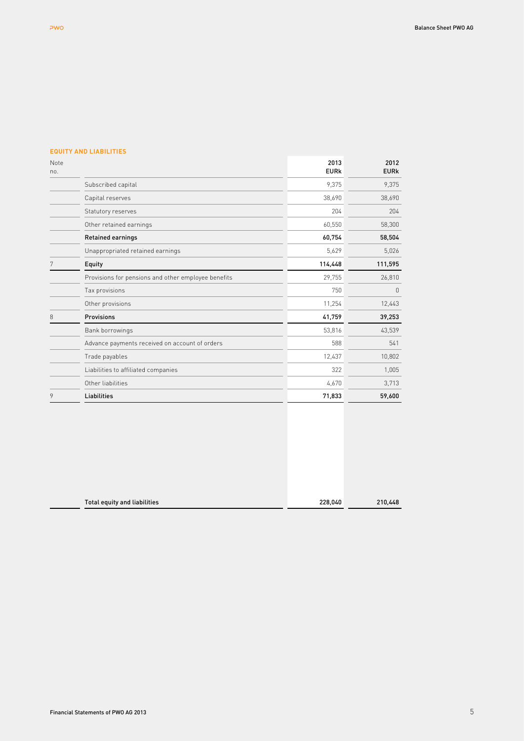## EQUITY AND LIABILITIES

| Note no. | | 2013 EURk | 2012 EURk |
|---|---|---|---|
| | Subscribed capital | 9,375 | 9,375 |
| | Capital reserves | 38,690 | 38,690 |
| | Statutory reserves | 204 | 204 |
| | Other retained earnings | 60,550 | 58,300 |
| | **Retained earnings** | **60,754** | **58,504** |
| | Unappropriated retained earnings | 5,629 | 5,026 |
| 7 | **Equity** | **114,448** | **111,595** |
| | Provisions for pensions and other employee benefits | 29,755 | 26,810 |
| | Tax provisions | 750 | 0 |
| | Other provisions | 11,254 | 12,443 |
| 8 | **Provisions** | **41,759** | **39,253** |
| | Bank borrowings | 53,816 | 43,539 |
| | Advance payments received on account of orders | 588 | 541 |
| | Trade payables | 12,437 | 10,802 |
| | Liabilities to affiliated companies | 322 | 1,005 |
| | Other liabilities | 4,670 | 3,713 |
| 9 | **Liabilities** | **71,833** | **59,600** |
| | **Total equity and liabilities** | **228,040** | **210,448** |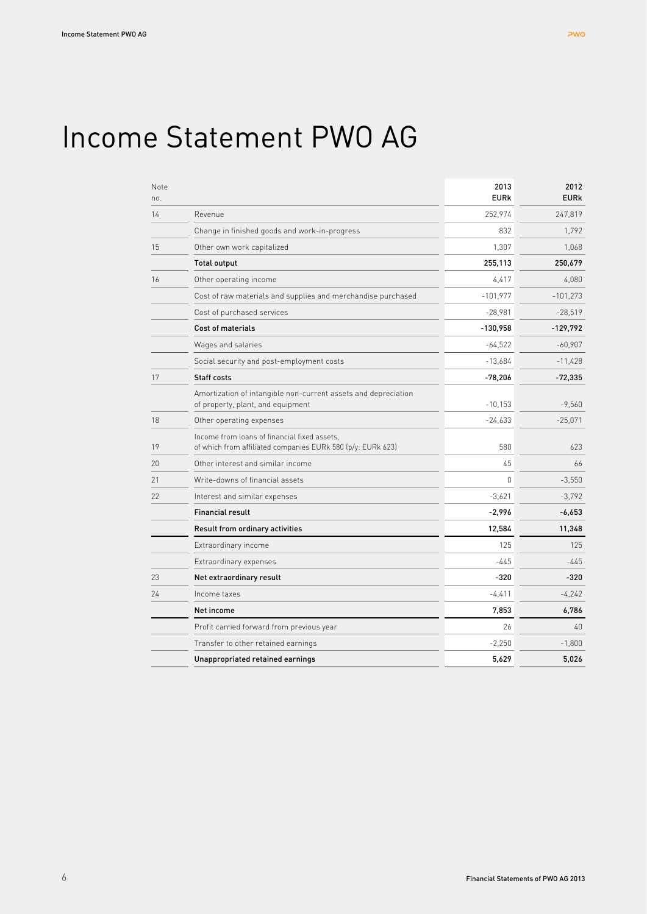# Income Statement PWO AG

| Note no. | | 2013 EURk | 2012 EURk |
|---|---|---|---|
| 14 | Revenue | 252,974 | 247,819 |
| | Change in finished goods and work-in-progress | 832 | 1,792 |
| 15 | Other own work capitalized | 1,307 | 1,068 |
| | **Total output** | **255,113** | **250,679** |
| 16 | Other operating income | 4,417 | 4,080 |
| | Cost of raw materials and supplies and merchandise purchased | -101,977 | -101,273 |
| | Cost of purchased services | -28,981 | -28,519 |
| | **Cost of materials** | **-130,958** | **-129,792** |
| | Wages and salaries | -64,522 | -60,907 |
| | Social security and post-employment costs | -13,684 | -11,428 |
| 17 | **Staff costs** | **-78,206** | **-72,335** |
| | Amortization of intangible non-current assets and depreciation of property, plant, and equipment | -10,153 | -9,560 |
| 18 | Other operating expenses | -24,633 | -25,071 |
| 19 | Income from loans of financial fixed assets, of which from affiliated companies EURk 580 (p/y: EURk 623) | 580 | 623 |
| 20 | Other interest and similar income | 45 | 66 |
| 21 | Write-downs of financial assets | 0 | -3,550 |
| 22 | Interest and similar expenses | -3,621 | -3,792 |
| | **Financial result** | **-2,996** | **-6,653** |
| | **Result from ordinary activities** | **12,584** | **11,348** |
| | Extraordinary income | 125 | 125 |
| | Extraordinary expenses | -445 | -445 |
| 23 | **Net extraordinary result** | **-320** | **-320** |
| 24 | Income taxes | -4,411 | -4,242 |
| | **Net income** | **7,853** | **6,786** |
| | Profit carried forward from previous year | 26 | 40 |
| | Transfer to other retained earnings | -2,250 | -1,800 |
| | **Unappropriated retained earnings** | **5,629** | **5,026** |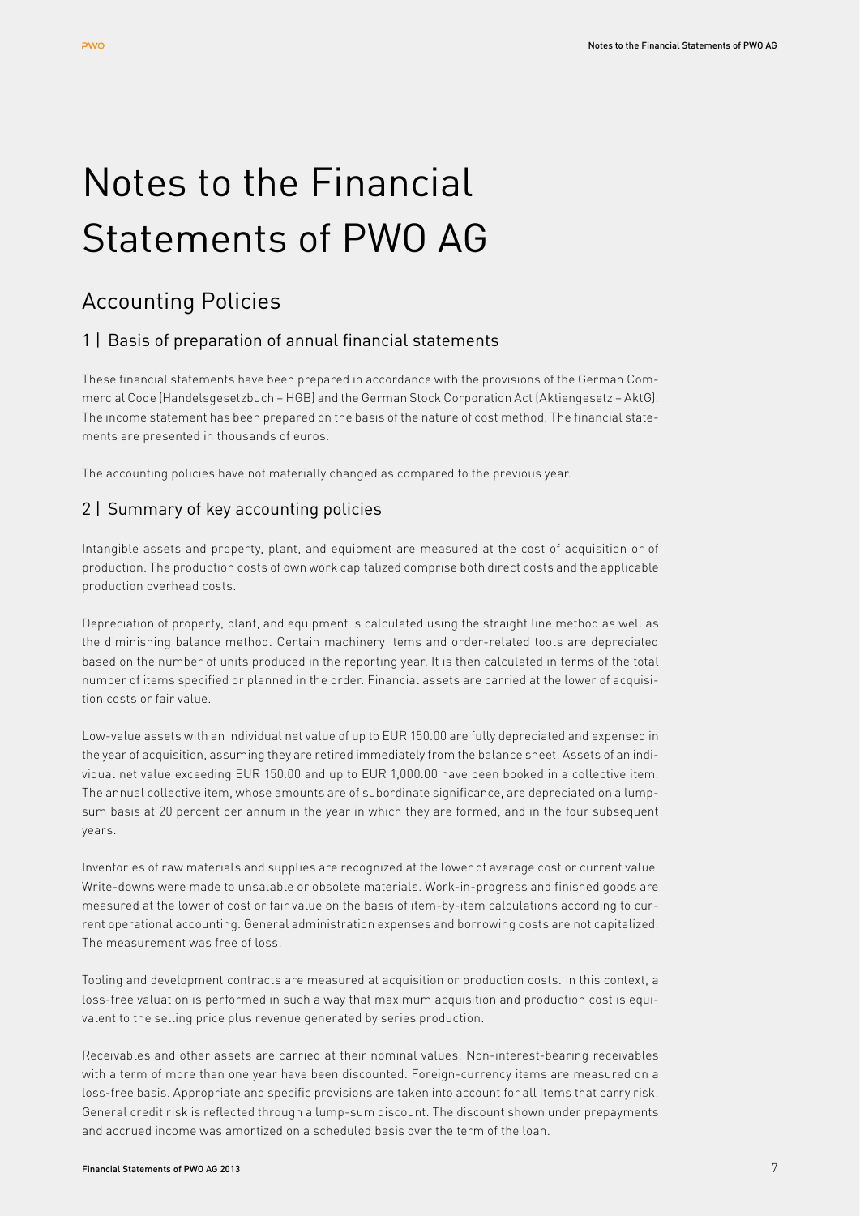# Notes to the Financial Statements of PWO AG

## Accounting Policies

### 1 | Basis of preparation of annual financial statements

These financial statements have been prepared in accordance with the provisions of the German Commercial Code (Handelsgesetzbuch – HGB) and the German Stock Corporation Act (Aktiengesetz – AktG). The income statement has been prepared on the basis of the nature of cost method. The financial statements are presented in thousands of euros.

The accounting policies have not materially changed as compared to the previous year.

### 2 | Summary of key accounting policies

Intangible assets and property, plant, and equipment are measured at the cost of acquisition or of production. The production costs of own work capitalized comprise both direct costs and the applicable production overhead costs.

Depreciation of property, plant, and equipment is calculated using the straight line method as well as the diminishing balance method. Certain machinery items and order-related tools are depreciated based on the number of units produced in the reporting year. It is then calculated in terms of the total number of items specified or planned in the order. Financial assets are carried at the lower of acquisition costs or fair value.

Low-value assets with an individual net value of up to EUR 150.00 are fully depreciated and expensed in the year of acquisition, assuming they are retired immediately from the balance sheet. Assets of an individual net value exceeding EUR 150.00 and up to EUR 1,000.00 have been booked in a collective item. The annual collective item, whose amounts are of subordinate significance, are depreciated on a lump-sum basis at 20 percent per annum in the year in which they are formed, and in the four subsequent years.

Inventories of raw materials and supplies are recognized at the lower of average cost or current value. Write-downs were made to unsalable or obsolete materials. Work-in-progress and finished goods are measured at the lower of cost or fair value on the basis of item-by-item calculations according to current operational accounting. General administration expenses and borrowing costs are not capitalized. The measurement was free of loss.

Tooling and development contracts are measured at acquisition or production costs. In this context, a loss-free valuation is performed in such a way that maximum acquisition and production cost is equivalent to the selling price plus revenue generated by series production.

Receivables and other assets are carried at their nominal values. Non-interest-bearing receivables with a term of more than one year have been discounted. Foreign-currency items are measured on a loss-free basis. Appropriate and specific provisions are taken into account for all items that carry risk. General credit risk is reflected through a lump-sum discount. The discount shown under prepayments and accrued income was amortized on a scheduled basis over the term of the loan.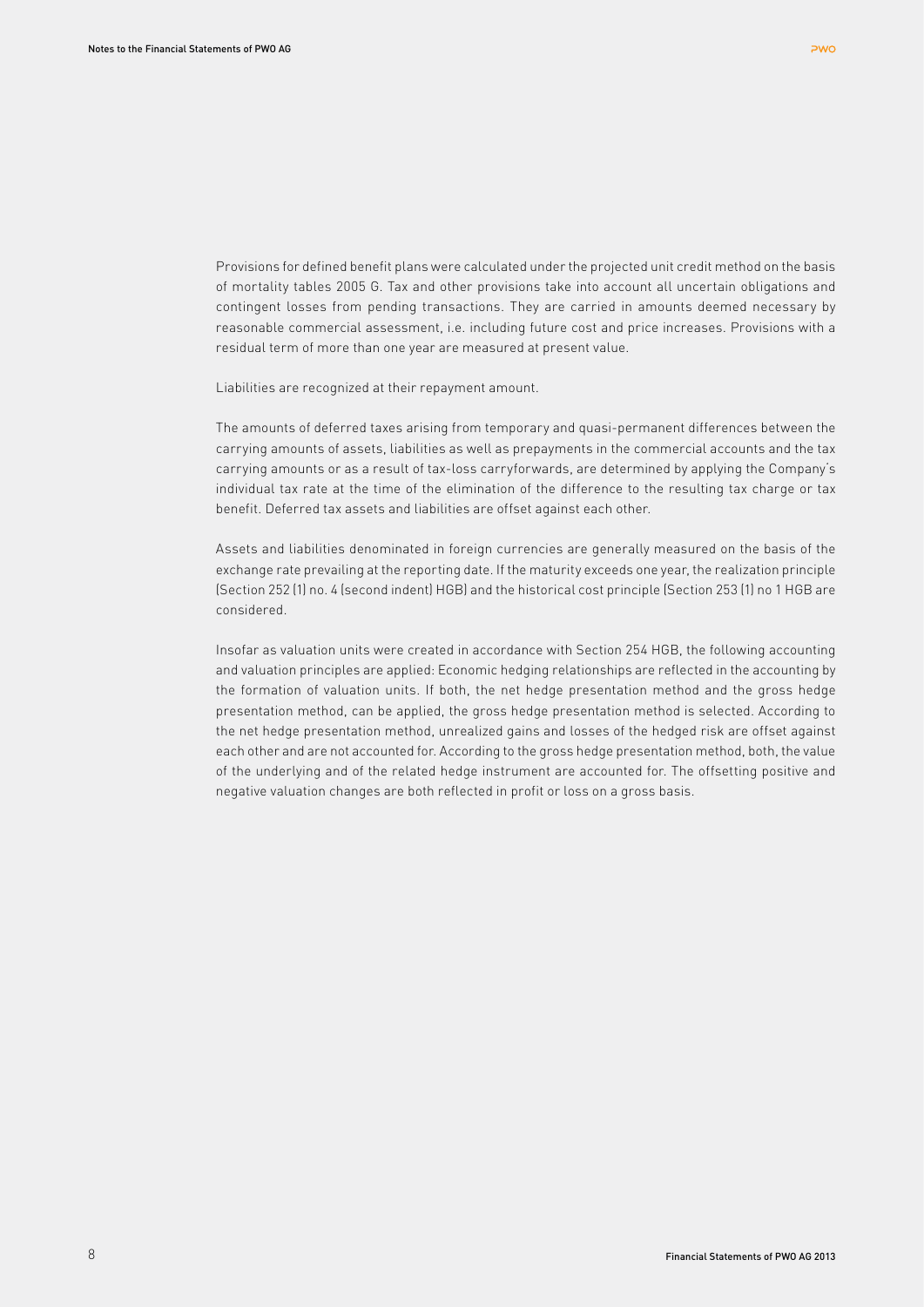Provisions for defined benefit plans were calculated under the projected unit credit method on the basis of mortality tables 2005 G. Tax and other provisions take into account all uncertain obligations and contingent losses from pending transactions. They are carried in amounts deemed necessary by reasonable commercial assessment, i.e. including future cost and price increases. Provisions with a residual term of more than one year are measured at present value.

Liabilities are recognized at their repayment amount.

The amounts of deferred taxes arising from temporary and quasi-permanent differences between the carrying amounts of assets, liabilities as well as prepayments in the commercial accounts and the tax carrying amounts or as a result of tax-loss carryforwards, are determined by applying the Company's individual tax rate at the time of the elimination of the difference to the resulting tax charge or tax benefit. Deferred tax assets and liabilities are offset against each other.

Assets and liabilities denominated in foreign currencies are generally measured on the basis of the exchange rate prevailing at the reporting date. If the maturity exceeds one year, the realization principle (Section 252 (1) no. 4 (second indent) HGB) and the historical cost principle (Section 253 (1) no 1 HGB are considered.

Insofar as valuation units were created in accordance with Section 254 HGB, the following accounting and valuation principles are applied: Economic hedging relationships are reflected in the accounting by the formation of valuation units. If both, the net hedge presentation method and the gross hedge presentation method, can be applied, the gross hedge presentation method is selected. According to the net hedge presentation method, unrealized gains and losses of the hedged risk are offset against each other and are not accounted for. According to the gross hedge presentation method, both, the value of the underlying and of the related hedge instrument are accounted for. The offsetting positive and negative valuation changes are both reflected in profit or loss on a gross basis.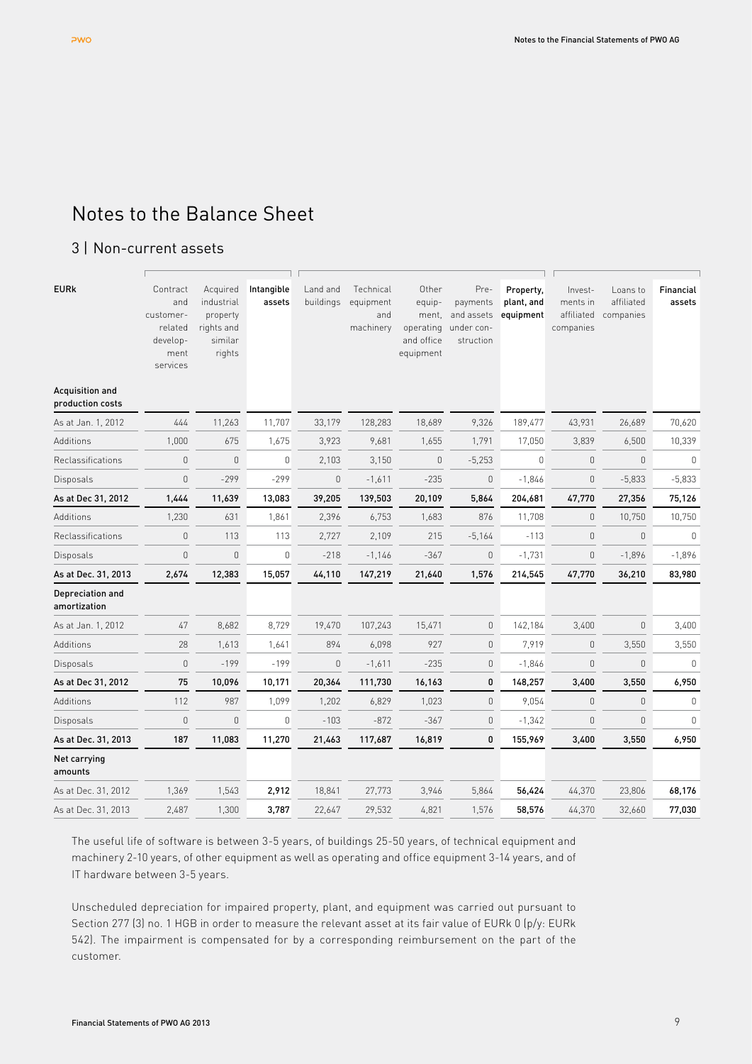# Notes to the Balance Sheet

## 3 | Non-current assets

| EURk | Contract and customer-related development services | Acquired industrial property rights and similar rights | Intangible assets | Land and buildings | Technical equipment and machinery | Other equipment, operating and office equipment | Pre-payments and assets under construction | Property, plant, and equipment | Investments in affiliated companies | Loans to affiliated companies | Financial assets |
|---|---|---|---|---|---|---|---|---|---|---|---|
| **Acquisition and production costs** | | | | | | | | | | | |
| As at Jan. 1, 2012 | 444 | 11,263 | 11,707 | 33,179 | 128,283 | 18,689 | 9,326 | 189,477 | 43,931 | 26,689 | 70,620 |
| Additions | 1,000 | 675 | 1,675 | 3,923 | 9,681 | 1,655 | 1,791 | 17,050 | 3,839 | 6,500 | 10,339 |
| Reclassifications | 0 | 0 | 0 | 2,103 | 3,150 | 0 | -5,253 | 0 | 0 | 0 | 0 |
| Disposals | 0 | -299 | -299 | 0 | -1,611 | -235 | 0 | -1,846 | 0 | -5,833 | -5,833 |
| **As at Dec 31, 2012** | **1,444** | **11,639** | **13,083** | **39,205** | **139,503** | **20,109** | **5,864** | **204,681** | **47,770** | **27,356** | **75,126** |
| Additions | 1,230 | 631 | 1,861 | 2,396 | 6,753 | 1,683 | 876 | 11,708 | 0 | 10,750 | 10,750 |
| Reclassifications | 0 | 113 | 113 | 2,727 | 2,109 | 215 | -5,164 | -113 | 0 | 0 | 0 |
| Disposals | 0 | 0 | 0 | -218 | -1,146 | -367 | 0 | -1,731 | 0 | -1,896 | -1,896 |
| **As at Dec. 31, 2013** | **2,674** | **12,383** | **15,057** | **44,110** | **147,219** | **21,640** | **1,576** | **214,545** | **47,770** | **36,210** | **83,980** |
| **Depreciation and amortization** | | | | | | | | | | | |
| As at Jan. 1, 2012 | 47 | 8,682 | 8,729 | 19,470 | 107,243 | 15,471 | 0 | 142,184 | 3,400 | 0 | 3,400 |
| Additions | 28 | 1,613 | 1,641 | 894 | 6,098 | 927 | 0 | 7,919 | 0 | 3,550 | 3,550 |
| Disposals | 0 | -199 | -199 | 0 | -1,611 | -235 | 0 | -1,846 | 0 | 0 | 0 |
| **As at Dec 31, 2012** | **75** | **10,096** | **10,171** | **20,364** | **111,730** | **16,163** | **0** | **148,257** | **3,400** | **3,550** | **6,950** |
| Additions | 112 | 987 | 1,099 | 1,202 | 6,829 | 1,023 | 0 | 9,054 | 0 | 0 | 0 |
| Disposals | 0 | 0 | 0 | -103 | -872 | -367 | 0 | -1,342 | 0 | 0 | 0 |
| **As at Dec. 31, 2013** | **187** | **11,083** | **11,270** | **21,463** | **117,687** | **16,819** | **0** | **155,969** | **3,400** | **3,550** | **6,950** |
| **Net carrying amounts** | | | | | | | | | | | |
| As at Dec. 31, 2012 | 1,369 | 1,543 | **2,912** | 18,841 | 27,773 | 3,946 | 5,864 | **56,424** | 44,370 | 23,806 | **68,176** |
| As at Dec. 31, 2013 | 2,487 | 1,300 | **3,787** | 22,647 | 29,532 | 4,821 | 1,576 | **58,576** | 44,370 | 32,660 | **77,030** |

The useful life of software is between 3-5 years, of buildings 25-50 years, of technical equipment and machinery 2-10 years, of other equipment as well as operating and office equipment 3-14 years, and of IT hardware between 3-5 years.

Unscheduled depreciation for impaired property, plant, and equipment was carried out pursuant to Section 277 (3) no. 1 HGB in order to measure the relevant asset at its fair value of EURk 0 (p/y: EURk 542). The impairment is compensated for by a corresponding reimbursement on the part of the customer.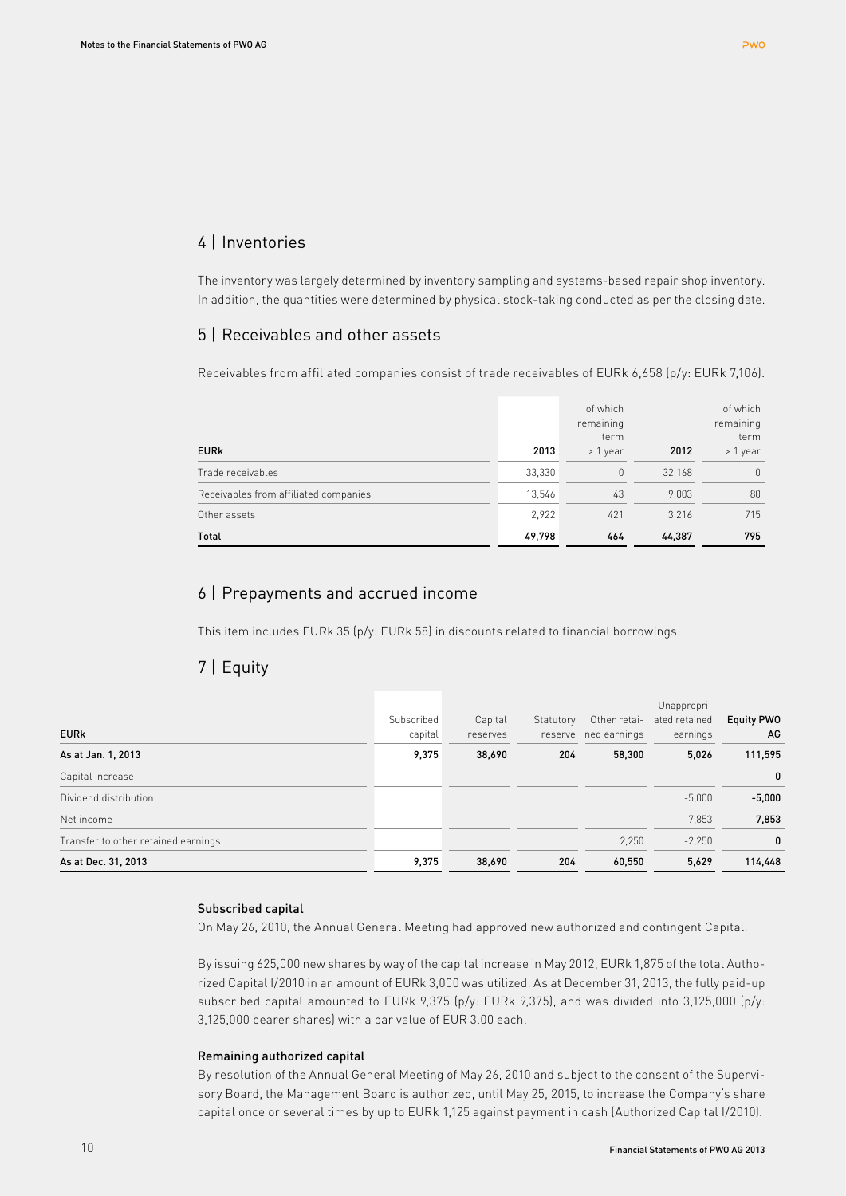## 4 | Inventories

The inventory was largely determined by inventory sampling and systems-based repair shop inventory. In addition, the quantities were determined by physical stock-taking conducted as per the closing date.

## 5 | Receivables and other assets

Receivables from affiliated companies consist of trade receivables of EURk 6,658 (p/y: EURk 7,106).

| EURk | 2013 | of which remaining term > 1 year | 2012 | of which remaining term > 1 year |
|---|---|---|---|---|
| Trade receivables | 33,330 | 0 | 32,168 | 0 |
| Receivables from affiliated companies | 13,546 | 43 | 9,003 | 80 |
| Other assets | 2,922 | 421 | 3,216 | 715 |
| **Total** | **49,798** | **464** | **44,387** | **795** |

## 6 | Prepayments and accrued income

This item includes EURk 35 (p/y: EURk 58) in discounts related to financial borrowings.

## 7 | Equity

| EURk | Subscribed capital | Capital reserves | Statutory reserve | Other retained earnings | Unappropriated retained earnings | Equity PWO AG |
|---|---|---|---|---|---|---|
| **As at Jan. 1, 2013** | **9,375** | **38,690** | **204** | **58,300** | **5,026** | **111,595** |
| Capital increase | | | | | | **0** |
| Dividend distribution | | | | | -5,000 | **-5,000** |
| Net income | | | | | 7,853 | **7,853** |
| Transfer to other retained earnings | | | | 2,250 | -2,250 | **0** |
| **As at Dec. 31, 2013** | **9,375** | **38,690** | **204** | **60,550** | **5,629** | **114,448** |

### Subscribed capital

On May 26, 2010, the Annual General Meeting had approved new authorized and contingent Capital.

By issuing 625,000 new shares by way of the capital increase in May 2012, EURk 1,875 of the total Authorized Capital I/2010 in an amount of EURk 3,000 was utilized. As at December 31, 2013, the fully paid-up subscribed capital amounted to EURk 9,375 (p/y: EURk 9,375), and was divided into 3,125,000 (p/y: 3,125,000 bearer shares) with a par value of EUR 3.00 each.

### Remaining authorized capital

By resolution of the Annual General Meeting of May 26, 2010 and subject to the consent of the Supervisory Board, the Management Board is authorized, until May 25, 2015, to increase the Company's share capital once or several times by up to EURk 1,125 against payment in cash (Authorized Capital I/2010).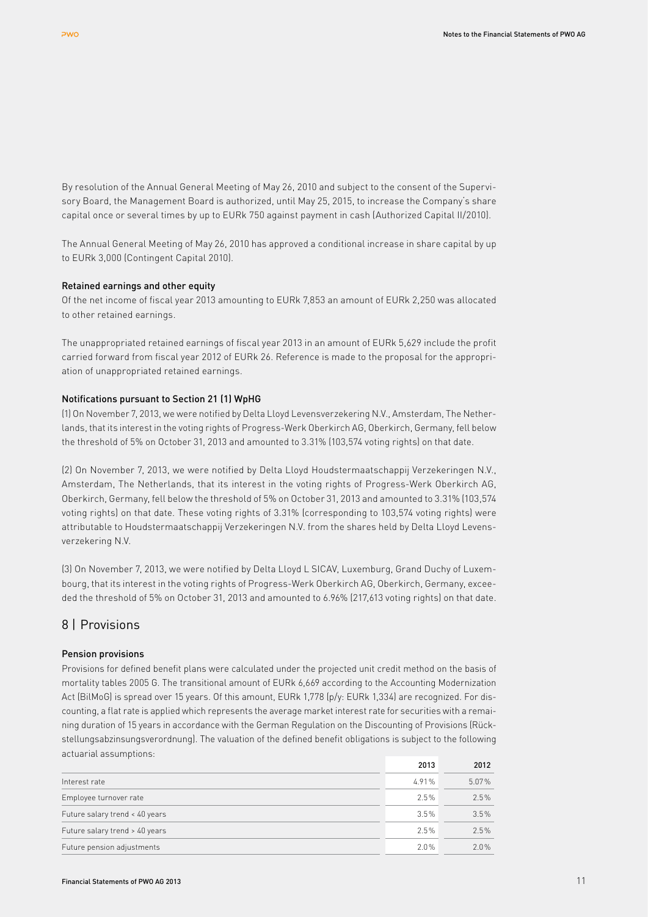By resolution of the Annual General Meeting of May 26, 2010 and subject to the consent of the Supervisory Board, the Management Board is authorized, until May 25, 2015, to increase the Company's share capital once or several times by up to EURk 750 against payment in cash (Authorized Capital II/2010).

The Annual General Meeting of May 26, 2010 has approved a conditional increase in share capital by up to EURk 3,000 (Contingent Capital 2010).

### Retained earnings and other equity

Of the net income of fiscal year 2013 amounting to EURk 7,853 an amount of EURk 2,250 was allocated to other retained earnings.

The unappropriated retained earnings of fiscal year 2013 in an amount of EURk 5,629 include the profit carried forward from fiscal year 2012 of EURk 26. Reference is made to the proposal for the appropriation of unappropriated retained earnings.

### Notifications pursuant to Section 21 (1) WpHG

(1) On November 7, 2013, we were notified by Delta Lloyd Levensverzekering N.V., Amsterdam, The Netherlands, that its interest in the voting rights of Progress-Werk Oberkirch AG, Oberkirch, Germany, fell below the threshold of 5% on October 31, 2013 and amounted to 3.31% (103,574 voting rights) on that date.

(2) On November 7, 2013, we were notified by Delta Lloyd Houdstermaatschappij Verzekeringen N.V., Amsterdam, The Netherlands, that its interest in the voting rights of Progress-Werk Oberkirch AG, Oberkirch, Germany, fell below the threshold of 5% on October 31, 2013 and amounted to 3.31% (103,574 voting rights) on that date. These voting rights of 3.31% (corresponding to 103,574 voting rights) were attributable to Houdstermaatschappij Verzekeringen N.V. from the shares held by Delta Lloyd Levensverzekering N.V.

(3) On November 7, 2013, we were notified by Delta Lloyd L SICAV, Luxemburg, Grand Duchy of Luxembourg, that its interest in the voting rights of Progress-Werk Oberkirch AG, Oberkirch, Germany, exceeded the threshold of 5% on October 31, 2013 and amounted to 6.96% (217,613 voting rights) on that date.

## 8 | Provisions

### Pension provisions

Provisions for defined benefit plans were calculated under the projected unit credit method on the basis of mortality tables 2005 G. The transitional amount of EURk 6,669 according to the Accounting Modernization Act (BilMoG) is spread over 15 years. Of this amount, EURk 1,778 (p/y: EURk 1,334) are recognized. For discounting, a flat rate is applied which represents the average market interest rate for securities with a remaining duration of 15 years in accordance with the German Regulation on the Discounting of Provisions (Rückstellungsabzinsungsverordnung). The valuation of the defined benefit obligations is subject to the following actuarial assumptions:

| | 2013 | 2012 |
|---|---|---|
| Interest rate | 4.91% | 5.07% |
| Employee turnover rate | 2.5% | 2.5% |
| Future salary trend < 40 years | 3.5% | 3.5% |
| Future salary trend > 40 years | 2.5% | 2.5% |
| Future pension adjustments | 2.0% | 2.0% |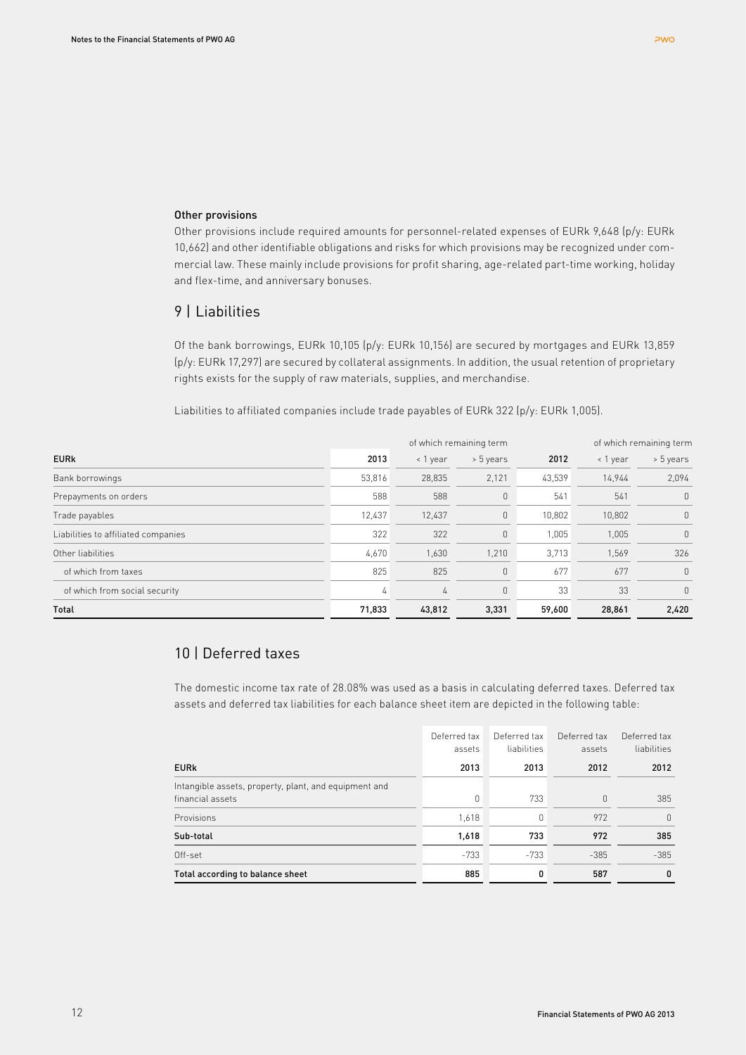### Other provisions

Other provisions include required amounts for personnel-related expenses of EURk 9,648 (p/y: EURk 10,662) and other identifiable obligations and risks for which provisions may be recognized under commercial law. These mainly include provisions for profit sharing, age-related part-time working, holiday and flex-time, and anniversary bonuses.

## 9 | Liabilities

Of the bank borrowings, EURk 10,105 (p/y: EURk 10,156) are secured by mortgages and EURk 13,859 (p/y: EURk 17,297) are secured by collateral assignments. In addition, the usual retention of proprietary rights exists for the supply of raw materials, supplies, and merchandise.

Liabilities to affiliated companies include trade payables of EURk 322 (p/y: EURk 1,005).

| | | of which remaining term | | | of which remaining term | |
|---|---|---|---|---|---|---|
| **EURk** | **2013** | < 1 year | > 5 years | **2012** | < 1 year | > 5 years |
| Bank borrowings | 53,816 | 28,835 | 2,121 | 43,539 | 14,944 | 2,094 |
| Prepayments on orders | 588 | 588 | 0 | 541 | 541 | 0 |
| Trade payables | 12,437 | 12,437 | 0 | 10,802 | 10,802 | 0 |
| Liabilities to affiliated companies | 322 | 322 | 0 | 1,005 | 1,005 | 0 |
| Other liabilities | 4,670 | 1,630 | 1,210 | 3,713 | 1,569 | 326 |
| of which from taxes | 825 | 825 | 0 | 677 | 677 | 0 |
| of which from social security | 4 | 4 | 0 | 33 | 33 | 0 |
| **Total** | **71,833** | **43,812** | **3,331** | **59,600** | **28,861** | **2,420** |

## 10 | Deferred taxes

The domestic income tax rate of 28.08% was used as a basis in calculating deferred taxes. Deferred tax assets and deferred tax liabilities for each balance sheet item are depicted in the following table:

| | Deferred tax assets | Deferred tax liabilities | Deferred tax assets | Deferred tax liabilities |
|---|---|---|---|---|
| **EURk** | **2013** | **2013** | **2012** | **2012** |
| Intangible assets, property, plant, and equipment and financial assets | 0 | 733 | 0 | 385 |
| Provisions | 1,618 | 0 | 972 | 0 |
| **Sub-total** | **1,618** | **733** | **972** | **385** |
| Off-set | -733 | -733 | -385 | -385 |
| **Total according to balance sheet** | **885** | **0** | **587** | **0** |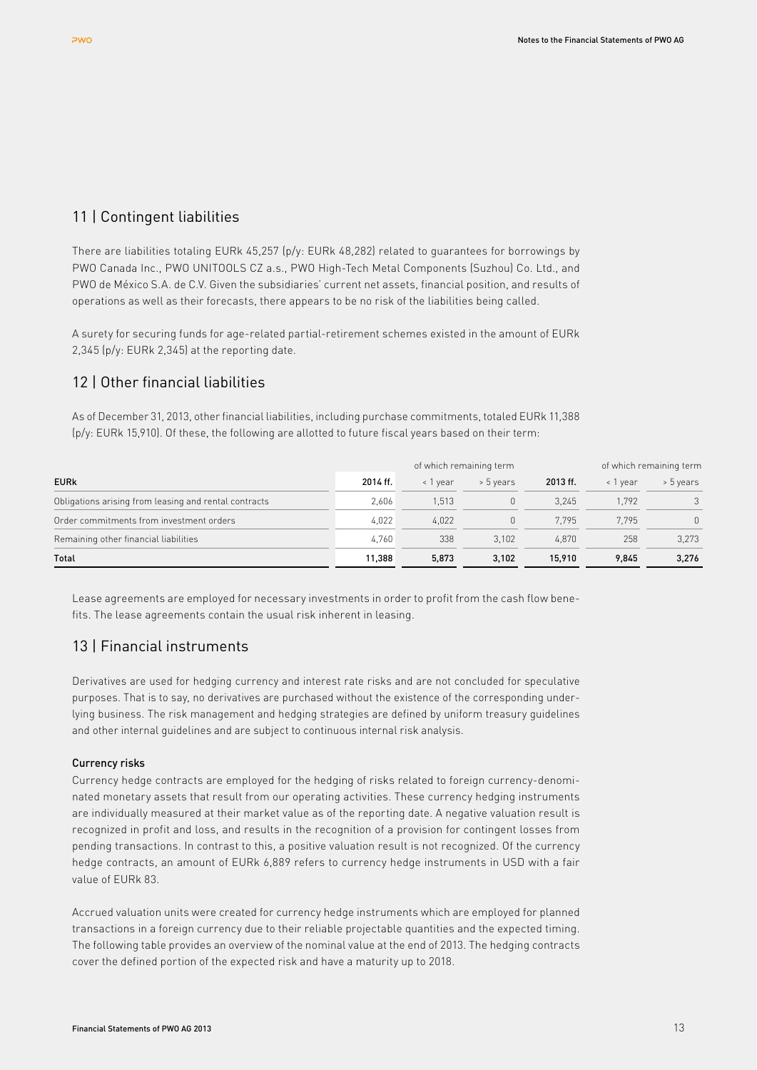## 11 | Contingent liabilities

There are liabilities totaling EURk 45,257 (p/y: EURk 48,282) related to guarantees for borrowings by PWO Canada Inc., PWO UNITOOLS CZ a.s., PWO High-Tech Metal Components (Suzhou) Co. Ltd., and PWO de México S.A. de C.V. Given the subsidiaries' current net assets, financial position, and results of operations as well as their forecasts, there appears to be no risk of the liabilities being called.

A surety for securing funds for age-related partial-retirement schemes existed in the amount of EURk 2,345 (p/y: EURk 2,345) at the reporting date.

## 12 | Other financial liabilities

As of December 31, 2013, other financial liabilities, including purchase commitments, totaled EURk 11,388 (p/y: EURk 15,910). Of these, the following are allotted to future fiscal years based on their term:

| | | of which remaining term | | | of which remaining term | |
|---|---|---|---|---|---|---|
| **EURk** | **2014 ff.** | < 1 year | > 5 years | **2013 ff.** | < 1 year | > 5 years |
| Obligations arising from leasing and rental contracts | 2,606 | 1,513 | 0 | 3,245 | 1,792 | 3 |
| Order commitments from investment orders | 4,022 | 4,022 | 0 | 7,795 | 7,795 | 0 |
| Remaining other financial liabilities | 4,760 | 338 | 3,102 | 4,870 | 258 | 3,273 |
| **Total** | **11,388** | **5,873** | **3,102** | **15,910** | **9,845** | **3,276** |

Lease agreements are employed for necessary investments in order to profit from the cash flow benefits. The lease agreements contain the usual risk inherent in leasing.

## 13 | Financial instruments

Derivatives are used for hedging currency and interest rate risks and are not concluded for speculative purposes. That is to say, no derivatives are purchased without the existence of the corresponding underlying business. The risk management and hedging strategies are defined by uniform treasury guidelines and other internal guidelines and are subject to continuous internal risk analysis.

### Currency risks

Currency hedge contracts are employed for the hedging of risks related to foreign currency-denominated monetary assets that result from our operating activities. These currency hedging instruments are individually measured at their market value as of the reporting date. A negative valuation result is recognized in profit and loss, and results in the recognition of a provision for contingent losses from pending transactions. In contrast to this, a positive valuation result is not recognized. Of the currency hedge contracts, an amount of EURk 6,889 refers to currency hedge instruments in USD with a fair value of EURk 83.

Accrued valuation units were created for currency hedge instruments which are employed for planned transactions in a foreign currency due to their reliable projectable quantities and the expected timing. The following table provides an overview of the nominal value at the end of 2013. The hedging contracts cover the defined portion of the expected risk and have a maturity up to 2018.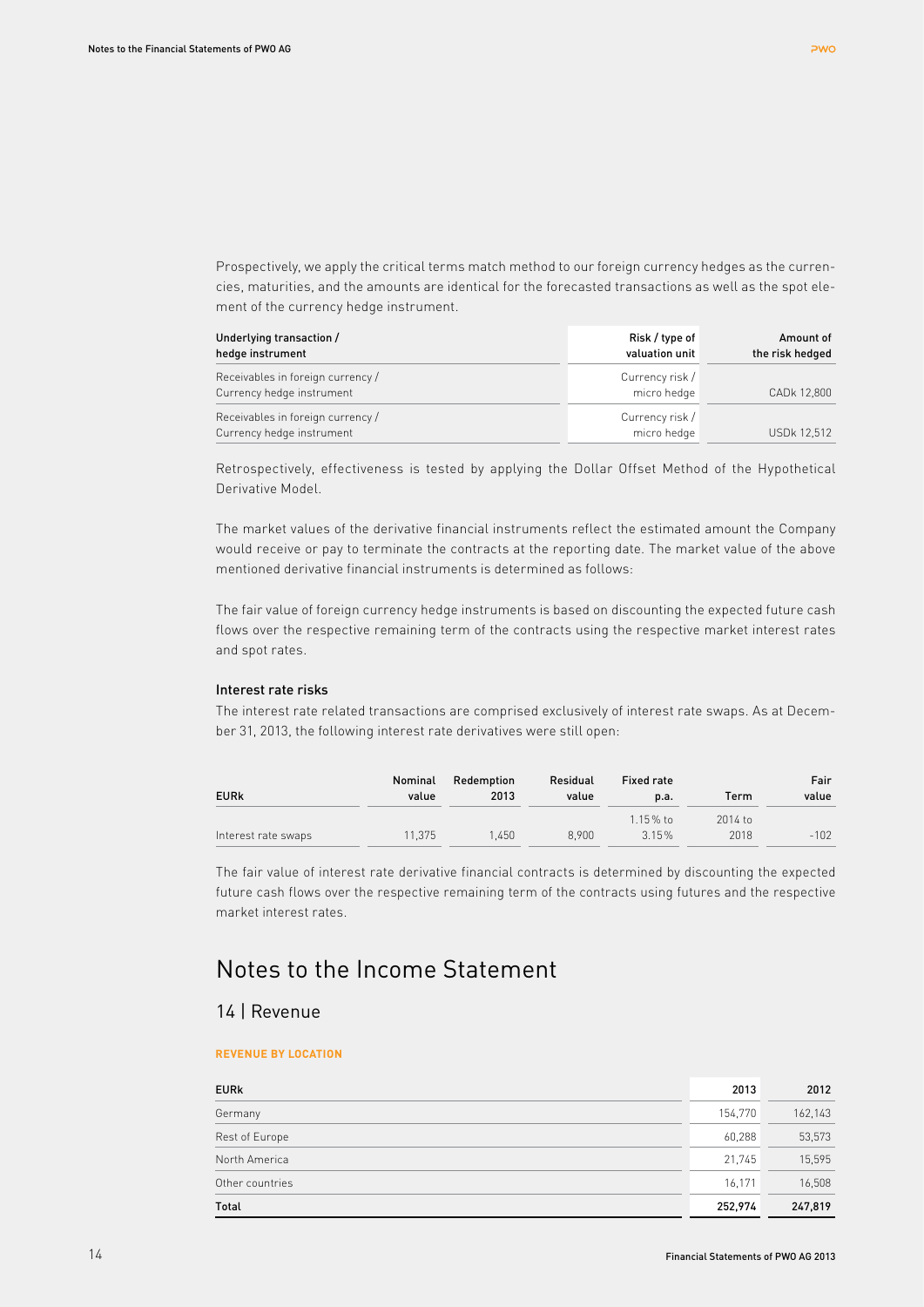Prospectively, we apply the critical terms match method to our foreign currency hedges as the currencies, maturities, and the amounts are identical for the forecasted transactions as well as the spot element of the currency hedge instrument.

| Underlying transaction / hedge instrument | Risk / type of valuation unit | Amount of the risk hedged |
|---|---|---|
| Receivables in foreign currency / Currency hedge instrument | Currency risk / micro hedge | CADk 12,800 |
| Receivables in foreign currency / Currency hedge instrument | Currency risk / micro hedge | USDk 12,512 |

Retrospectively, effectiveness is tested by applying the Dollar Offset Method of the Hypothetical Derivative Model.

The market values of the derivative financial instruments reflect the estimated amount the Company would receive or pay to terminate the contracts at the reporting date. The market value of the above mentioned derivative financial instruments is determined as follows:

The fair value of foreign currency hedge instruments is based on discounting the expected future cash flows over the respective remaining term of the contracts using the respective market interest rates and spot rates.

### Interest rate risks

The interest rate related transactions are comprised exclusively of interest rate swaps. As at December 31, 2013, the following interest rate derivatives were still open:

| EURk | Nominal value | Redemption 2013 | Residual value | Fixed rate p.a. | Term | Fair value |
|---|---|---|---|---|---|---|
| Interest rate swaps | 11,375 | 1,450 | 8,900 | 1.15% to 3.15% | 2014 to 2018 | -102 |

The fair value of interest rate derivative financial contracts is determined by discounting the expected future cash flows over the respective remaining term of the contracts using futures and the respective market interest rates.

# Notes to the Income Statement

## 14 | Revenue

**REVENUE BY LOCATION**

| EURk | 2013 | 2012 |
|---|---|---|
| Germany | 154,770 | 162,143 |
| Rest of Europe | 60,288 | 53,573 |
| North America | 21,745 | 15,595 |
| Other countries | 16,171 | 16,508 |
| **Total** | **252,974** | **247,819** |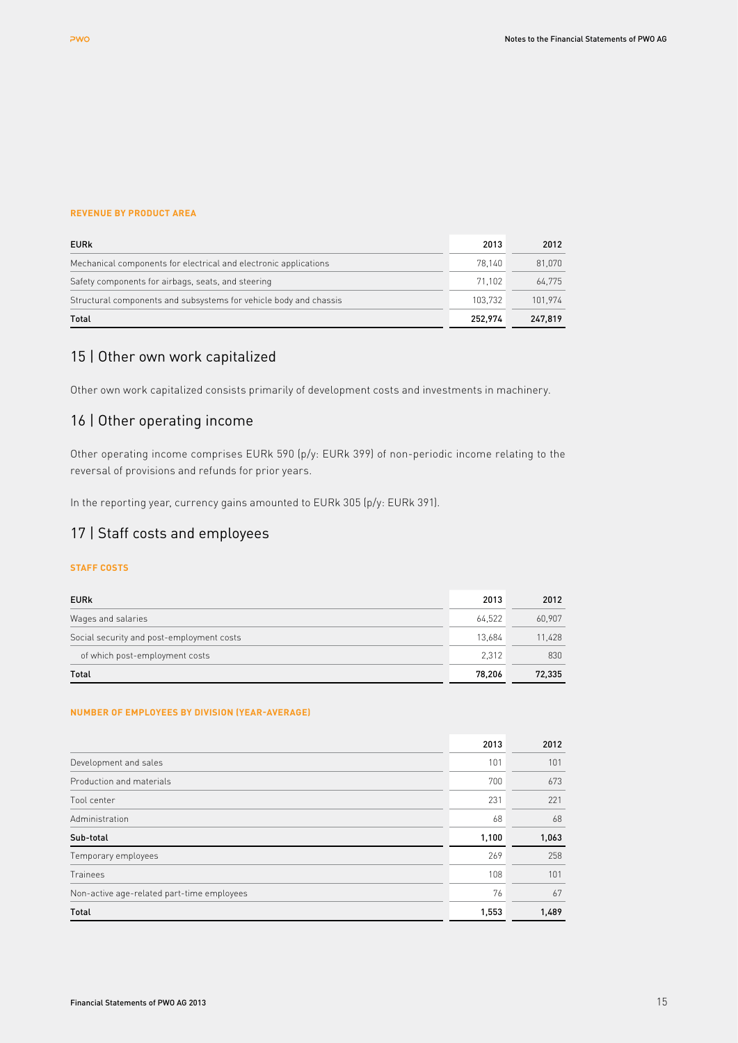#### REVENUE BY PRODUCT AREA

| EURk | 2013 | 2012 |
|---|---|---|
| Mechanical components for electrical and electronic applications | 78,140 | 81,070 |
| Safety components for airbags, seats, and steering | 71,102 | 64,775 |
| Structural components and subsystems for vehicle body and chassis | 103,732 | 101,974 |
| **Total** | **252,974** | **247,819** |

## 15 | Other own work capitalized

Other own work capitalized consists primarily of development costs and investments in machinery.

## 16 | Other operating income

Other operating income comprises EURk 590 (p/y: EURk 399) of non-periodic income relating to the reversal of provisions and refunds for prior years.

In the reporting year, currency gains amounted to EURk 305 (p/y: EURk 391).

## 17 | Staff costs and employees

#### STAFF COSTS

| EURk | 2013 | 2012 |
|---|---|---|
| Wages and salaries | 64,522 | 60,907 |
| Social security and post-employment costs | 13,684 | 11,428 |
| of which post-employment costs | 2,312 | 830 |
| **Total** | **78,206** | **72,335** |

#### NUMBER OF EMPLOYEES BY DIVISION (YEAR-AVERAGE)

| | 2013 | 2012 |
|---|---|---|
| Development and sales | 101 | 101 |
| Production and materials | 700 | 673 |
| Tool center | 231 | 221 |
| Administration | 68 | 68 |
| **Sub-total** | **1,100** | **1,063** |
| Temporary employees | 269 | 258 |
| Trainees | 108 | 101 |
| Non-active age-related part-time employees | 76 | 67 |
| **Total** | **1,553** | **1,489** |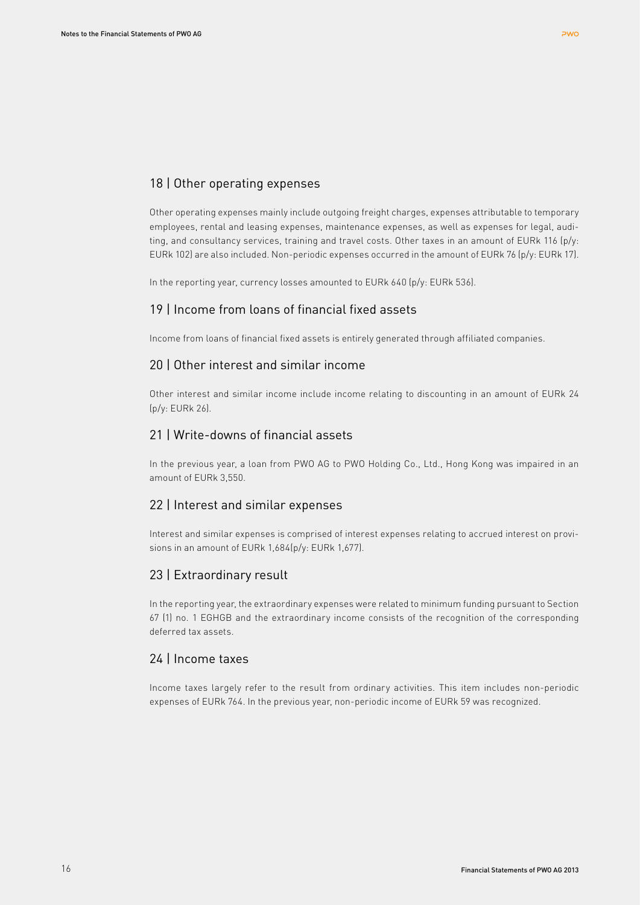## 18 | Other operating expenses

Other operating expenses mainly include outgoing freight charges, expenses attributable to temporary employees, rental and leasing expenses, maintenance expenses, as well as expenses for legal, auditing, and consultancy services, training and travel costs. Other taxes in an amount of EURk 116 (p/y: EURk 102) are also included. Non-periodic expenses occurred in the amount of EURk 76 (p/y: EURk 17).

In the reporting year, currency losses amounted to EURk 640 (p/y: EURk 536).

## 19 | Income from loans of financial fixed assets

Income from loans of financial fixed assets is entirely generated through affiliated companies.

## 20 | Other interest and similar income

Other interest and similar income include income relating to discounting in an amount of EURk 24 (p/y: EURk 26).

## 21 | Write-downs of financial assets

In the previous year, a loan from PWO AG to PWO Holding Co., Ltd., Hong Kong was impaired in an amount of EURk 3,550.

## 22 | Interest and similar expenses

Interest and similar expenses is comprised of interest expenses relating to accrued interest on provisions in an amount of EURk 1,684(p/y: EURk 1,677).

## 23 | Extraordinary result

In the reporting year, the extraordinary expenses were related to minimum funding pursuant to Section 67 (1) no. 1 EGHGB and the extraordinary income consists of the recognition of the corresponding deferred tax assets.

## 24 | Income taxes

Income taxes largely refer to the result from ordinary activities. This item includes non-periodic expenses of EURk 764. In the previous year, non-periodic income of EURk 59 was recognized.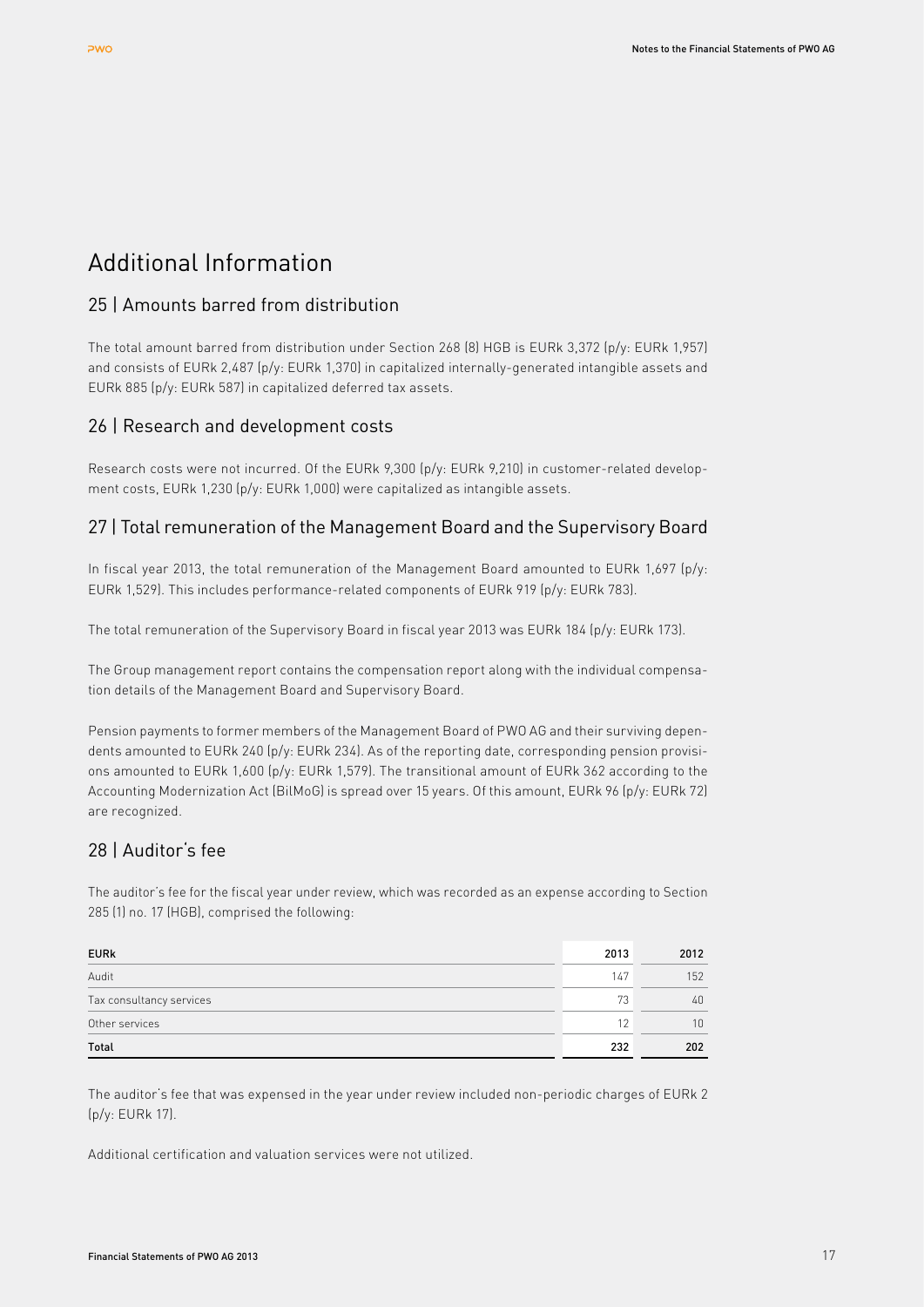# Additional Information

## 25 | Amounts barred from distribution

The total amount barred from distribution under Section 268 (8) HGB is EURk 3,372 (p/y: EURk 1,957) and consists of EURk 2,487 (p/y: EURk 1,370) in capitalized internally-generated intangible assets and EURk 885 (p/y: EURk 587) in capitalized deferred tax assets.

## 26 | Research and development costs

Research costs were not incurred. Of the EURk 9,300 (p/y: EURk 9,210) in customer-related development costs, EURk 1,230 (p/y: EURk 1,000) were capitalized as intangible assets.

## 27 | Total remuneration of the Management Board and the Supervisory Board

In fiscal year 2013, the total remuneration of the Management Board amounted to EURk 1,697 (p/y: EURk 1,529). This includes performance-related components of EURk 919 (p/y: EURk 783).

The total remuneration of the Supervisory Board in fiscal year 2013 was EURk 184 (p/y: EURk 173).

The Group management report contains the compensation report along with the individual compensation details of the Management Board and Supervisory Board.

Pension payments to former members of the Management Board of PWO AG and their surviving dependents amounted to EURk 240 (p/y: EURk 234). As of the reporting date, corresponding pension provisions amounted to EURk 1,600 (p/y: EURk 1,579). The transitional amount of EURk 362 according to the Accounting Modernization Act (BilMoG) is spread over 15 years. Of this amount, EURk 96 (p/y: EURk 72) are recognized.

## 28 | Auditor's fee

The auditor's fee for the fiscal year under review, which was recorded as an expense according to Section 285 (1) no. 17 (HGB), comprised the following:

| EURk | 2013 | 2012 |
|---|---|---|
| Audit | 147 | 152 |
| Tax consultancy services | 73 | 40 |
| Other services | 12 | 10 |
| **Total** | **232** | **202** |

The auditor's fee that was expensed in the year under review included non-periodic charges of EURk 2 (p/y: EURk 17).

Additional certification and valuation services were not utilized.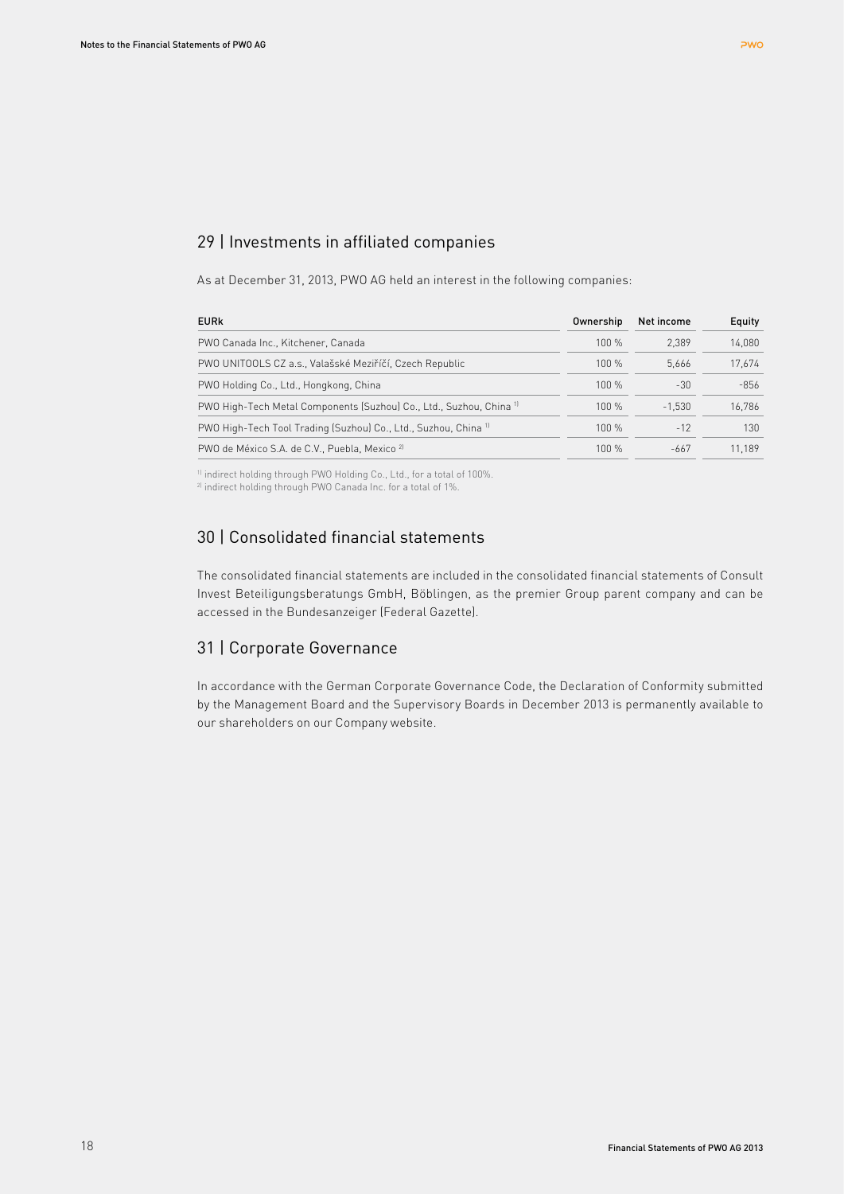## 29 | Investments in affiliated companies

As at December 31, 2013, PWO AG held an interest in the following companies:

| EURk | Ownership | Net income | Equity |
|---|---|---|---|
| PWO Canada Inc., Kitchener, Canada | 100 % | 2,389 | 14,080 |
| PWO UNITOOLS CZ a.s., Valašské Meziříčí, Czech Republic | 100 % | 5,666 | 17,674 |
| PWO Holding Co., Ltd., Hongkong, China | 100 % | -30 | -856 |
| PWO High-Tech Metal Components (Suzhou) Co., Ltd., Suzhou, China [1] | 100 % | -1,530 | 16,786 |
| PWO High-Tech Tool Trading (Suzhou) Co., Ltd., Suzhou, China [1] | 100 % | -12 | 130 |
| PWO de México S.A. de C.V., Puebla, Mexico [2] | 100 % | -667 | 11,189 |

[1] indirect holding through PWO Holding Co., Ltd., for a total of 100%.
[2] indirect holding through PWO Canada Inc. for a total of 1%.

## 30 | Consolidated financial statements

The consolidated financial statements are included in the consolidated financial statements of Consult Invest Beteiligungsberatungs GmbH, Böblingen, as the premier Group parent company and can be accessed in the Bundesanzeiger (Federal Gazette).

## 31 | Corporate Governance

In accordance with the German Corporate Governance Code, the Declaration of Conformity submitted by the Management Board and the Supervisory Boards in December 2013 is permanently available to our shareholders on our Company website.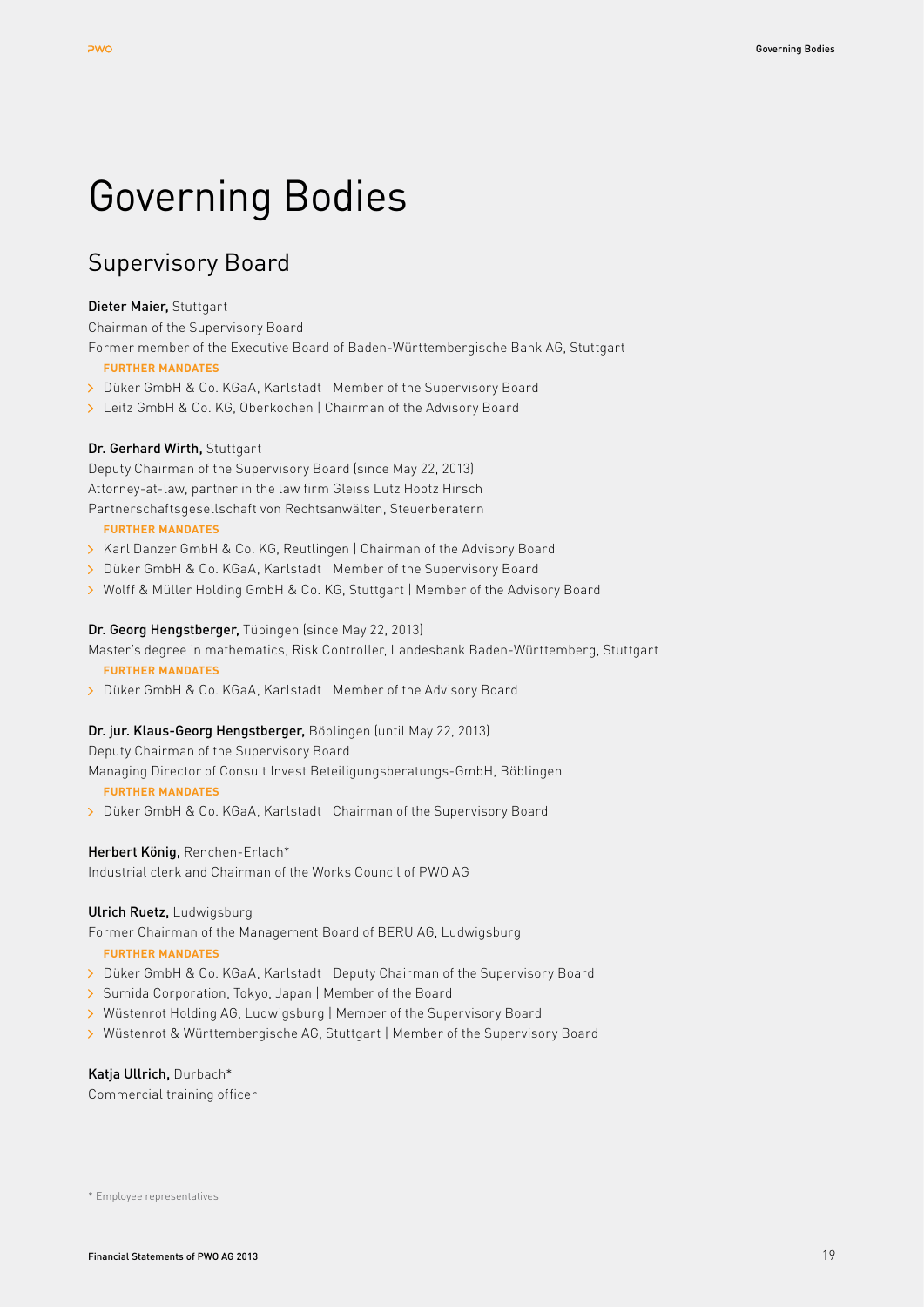# Governing Bodies

## Supervisory Board

**Dieter Maier,** Stuttgart
Chairman of the Supervisory Board
Former member of the Executive Board of Baden-Württembergische Bank AG, Stuttgart

**FURTHER MANDATES**

- Düker GmbH & Co. KGaA, Karlstadt | Member of the Supervisory Board
- Leitz GmbH & Co. KG, Oberkochen | Chairman of the Advisory Board

**Dr. Gerhard Wirth,** Stuttgart
Deputy Chairman of the Supervisory Board (since May 22, 2013)
Attorney-at-law, partner in the law firm Gleiss Lutz Hootz Hirsch Partnerschaftsgesellschaft von Rechtsanwälten, Steuerberatern

**FURTHER MANDATES**

- Karl Danzer GmbH & Co. KG, Reutlingen | Chairman of the Advisory Board
- Düker GmbH & Co. KGaA, Karlstadt | Member of the Supervisory Board
- Wolff & Müller Holding GmbH & Co. KG, Stuttgart | Member of the Advisory Board

**Dr. Georg Hengstberger,** Tübingen (since May 22, 2013)
Master's degree in mathematics, Risk Controller, Landesbank Baden-Württemberg, Stuttgart

**FURTHER MANDATES**

- Düker GmbH & Co. KGaA, Karlstadt | Member of the Advisory Board

**Dr. jur. Klaus-Georg Hengstberger,** Böblingen (until May 22, 2013)
Deputy Chairman of the Supervisory Board
Managing Director of Consult Invest Beteiligungsberatungs-GmbH, Böblingen

**FURTHER MANDATES**

- Düker GmbH & Co. KGaA, Karlstadt | Chairman of the Supervisory Board

**Herbert König,** Renchen-Erlach*
Industrial clerk and Chairman of the Works Council of PWO AG

**Ulrich Ruetz,** Ludwigsburg
Former Chairman of the Management Board of BERU AG, Ludwigsburg

**FURTHER MANDATES**

- Düker GmbH & Co. KGaA, Karlstadt | Deputy Chairman of the Supervisory Board
- Sumida Corporation, Tokyo, Japan | Member of the Board
- Wüstenrot Holding AG, Ludwigsburg | Member of the Supervisory Board
- Wüstenrot & Württembergische AG, Stuttgart | Member of the Supervisory Board

**Katja Ullrich,** Durbach*
Commercial training officer

\* Employee representatives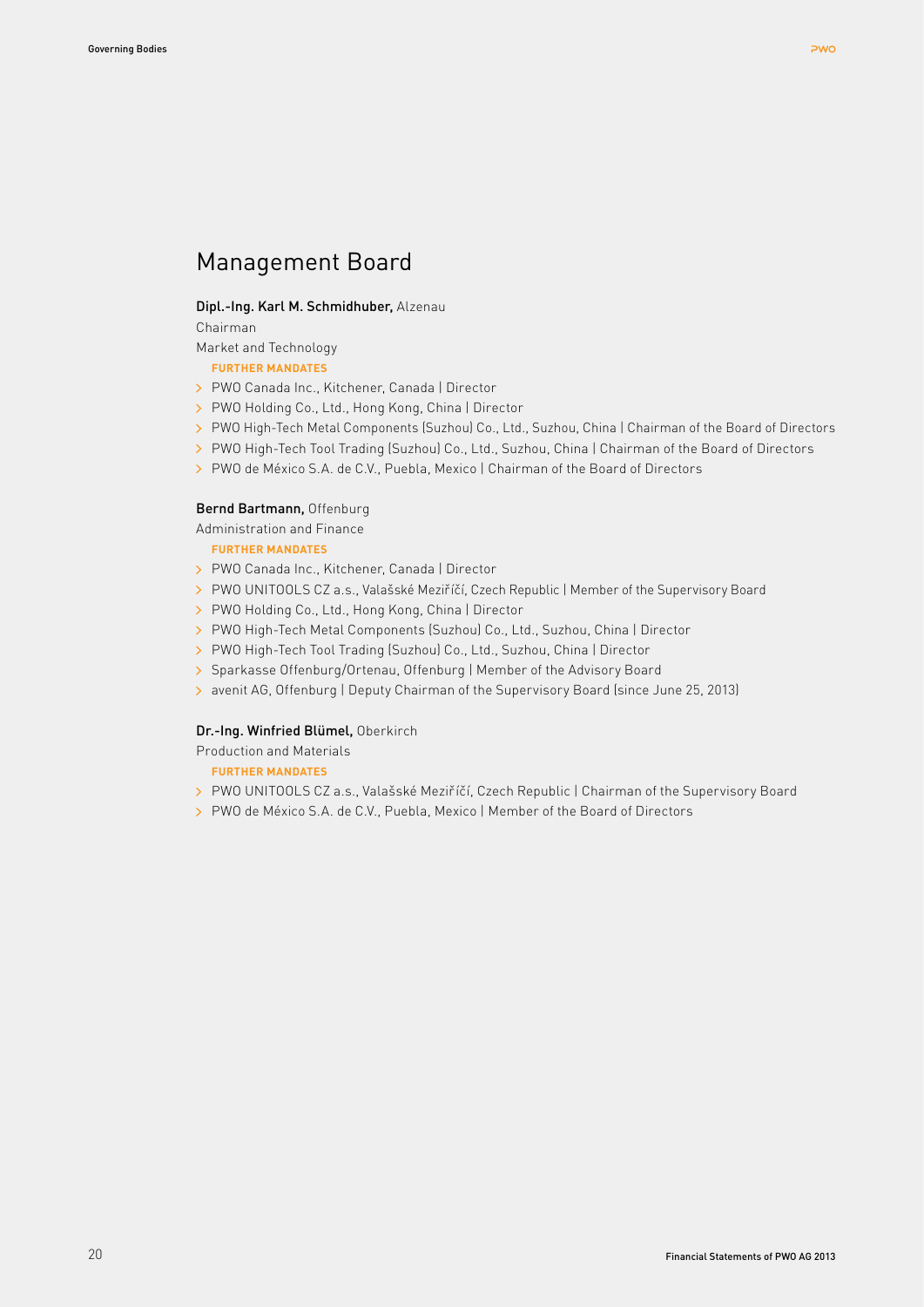# Management Board

**Dipl.-Ing. Karl M. Schmidhuber,** Alzenau

Chairman

Market and Technology

**FURTHER MANDATES**

- PWO Canada Inc., Kitchener, Canada | Director
- PWO Holding Co., Ltd., Hong Kong, China | Director
- PWO High-Tech Metal Components (Suzhou) Co., Ltd., Suzhou, China | Chairman of the Board of Directors
- PWO High-Tech Tool Trading (Suzhou) Co., Ltd., Suzhou, China | Chairman of the Board of Directors
- PWO de México S.A. de C.V., Puebla, Mexico | Chairman of the Board of Directors

**Bernd Bartmann,** Offenburg

Administration and Finance

**FURTHER MANDATES**

- PWO Canada Inc., Kitchener, Canada | Director
- PWO UNITOOLS CZ a.s., Valašské Meziříčí, Czech Republic | Member of the Supervisory Board
- PWO Holding Co., Ltd., Hong Kong, China | Director
- PWO High-Tech Metal Components (Suzhou) Co., Ltd., Suzhou, China | Director
- PWO High-Tech Tool Trading (Suzhou) Co., Ltd., Suzhou, China | Director
- Sparkasse Offenburg/Ortenau, Offenburg | Member of the Advisory Board
- avenit AG, Offenburg | Deputy Chairman of the Supervisory Board (since June 25, 2013)

**Dr.-Ing. Winfried Blümel,** Oberkirch

Production and Materials

**FURTHER MANDATES**

- PWO UNITOOLS CZ a.s., Valašské Meziříčí, Czech Republic | Chairman of the Supervisory Board
- PWO de México S.A. de C.V., Puebla, Mexico | Member of the Board of Directors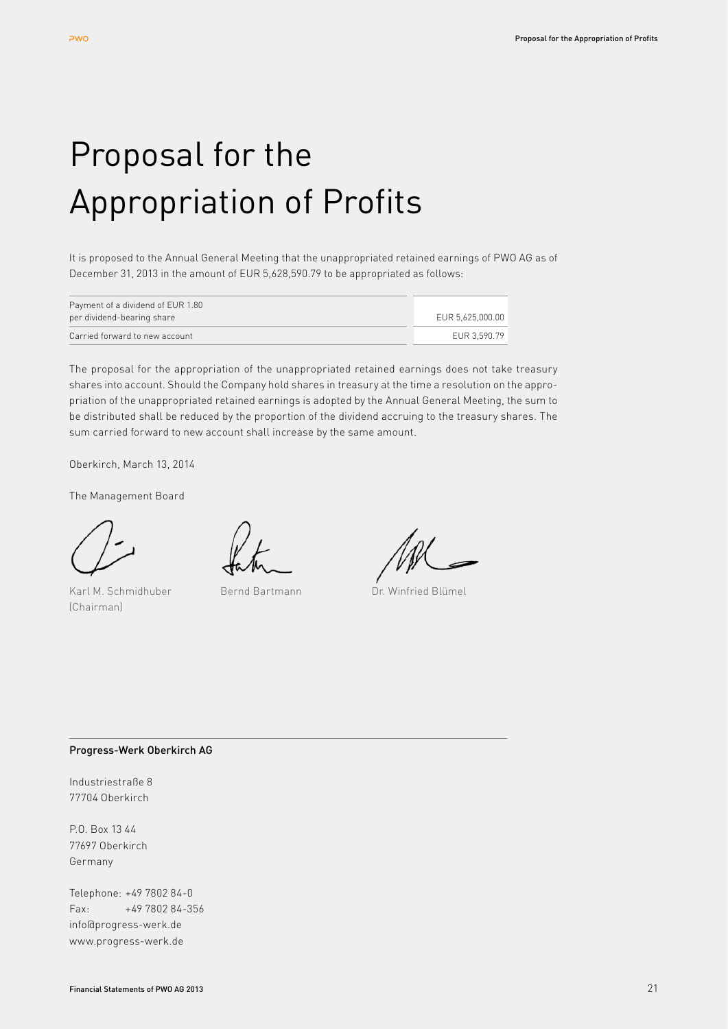# Proposal for the Appropriation of Profits

It is proposed to the Annual General Meeting that the unappropriated retained earnings of PWO AG as of December 31, 2013 in the amount of EUR 5,628,590.79 to be appropriated as follows:

| | |
|---|---|
| Payment of a dividend of EUR 1.80 per dividend-bearing share | EUR 5,625,000.00 |
| Carried forward to new account | EUR 3,590.79 |

The proposal for the appropriation of the unappropriated retained earnings does not take treasury shares into account. Should the Company hold shares in treasury at the time a resolution on the appropriation of the unappropriated retained earnings is adopted by the Annual General Meeting, the sum to be distributed shall be reduced by the proportion of the dividend accruing to the treasury shares. The sum carried forward to new account shall increase by the same amount.

Oberkirch, March 13, 2014

The Management Board

Karl M. Schmidhuber (Chairman)    Bernd Bartmann    Dr. Winfried Blümel

**Progress-Werk Oberkirch AG**

Industriestraße 8
77704 Oberkirch

P.O. Box 13 44
77697 Oberkirch
Germany

Telephone: +49 7802 84-0
Fax: +49 7802 84-356
info@progress-werk.de
www.progress-werk.de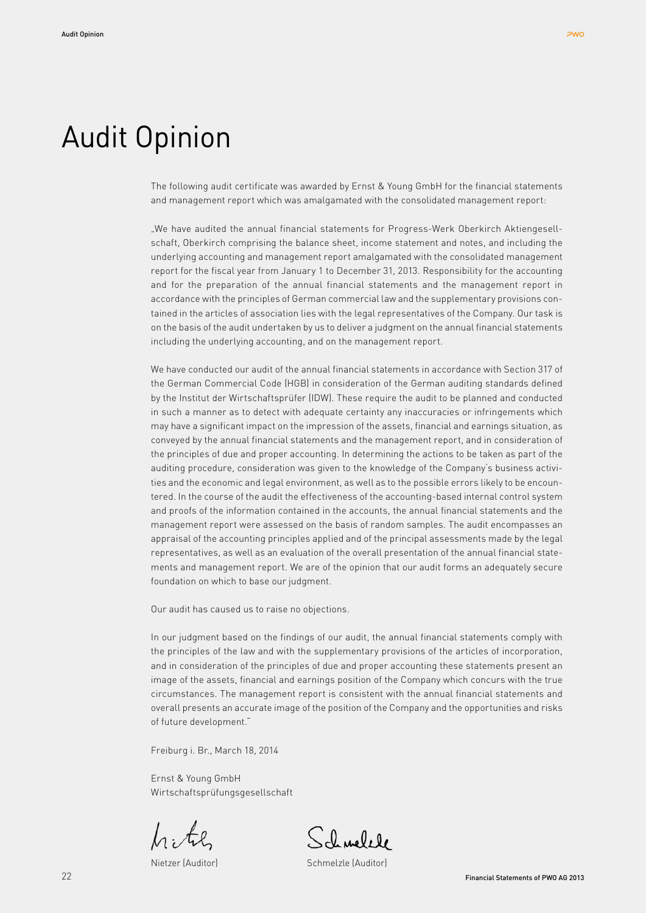# Audit Opinion

The following audit certificate was awarded by Ernst & Young GmbH for the financial statements and management report which was amalgamated with the consolidated management report:

„We have audited the annual financial statements for Progress-Werk Oberkirch Aktiengesellschaft, Oberkirch comprising the balance sheet, income statement and notes, and including the underlying accounting and management report amalgamated with the consolidated management report for the fiscal year from January 1 to December 31, 2013. Responsibility for the accounting and for the preparation of the annual financial statements and the management report in accordance with the principles of German commercial law and the supplementary provisions contained in the articles of association lies with the legal representatives of the Company. Our task is on the basis of the audit undertaken by us to deliver a judgment on the annual financial statements including the underlying accounting, and on the management report.

We have conducted our audit of the annual financial statements in accordance with Section 317 of the German Commercial Code (HGB) in consideration of the German auditing standards defined by the Institut der Wirtschaftsprüfer (IDW). These require the audit to be planned and conducted in such a manner as to detect with adequate certainty any inaccuracies or infringements which may have a significant impact on the impression of the assets, financial and earnings situation, as conveyed by the annual financial statements and the management report, and in consideration of the principles of due and proper accounting. In determining the actions to be taken as part of the auditing procedure, consideration was given to the knowledge of the Company's business activities and the economic and legal environment, as well as to the possible errors likely to be encountered. In the course of the audit the effectiveness of the accounting-based internal control system and proofs of the information contained in the accounts, the annual financial statements and the management report were assessed on the basis of random samples. The audit encompasses an appraisal of the accounting principles applied and of the principal assessments made by the legal representatives, as well as an evaluation of the overall presentation of the annual financial statements and management report. We are of the opinion that our audit forms an adequately secure foundation on which to base our judgment.

Our audit has caused us to raise no objections.

In our judgment based on the findings of our audit, the annual financial statements comply with the principles of the law and with the supplementary provisions of the articles of incorporation, and in consideration of the principles of due and proper accounting these statements present an image of the assets, financial and earnings position of the Company which concurs with the true circumstances. The management report is consistent with the annual financial statements and overall presents an accurate image of the position of the Company and the opportunities and risks of future development."

Freiburg i. Br., March 18, 2014

Ernst & Young GmbH
Wirtschaftsprüfungsgesellschaft

Nietzer (Auditor) Schmelzle (Auditor)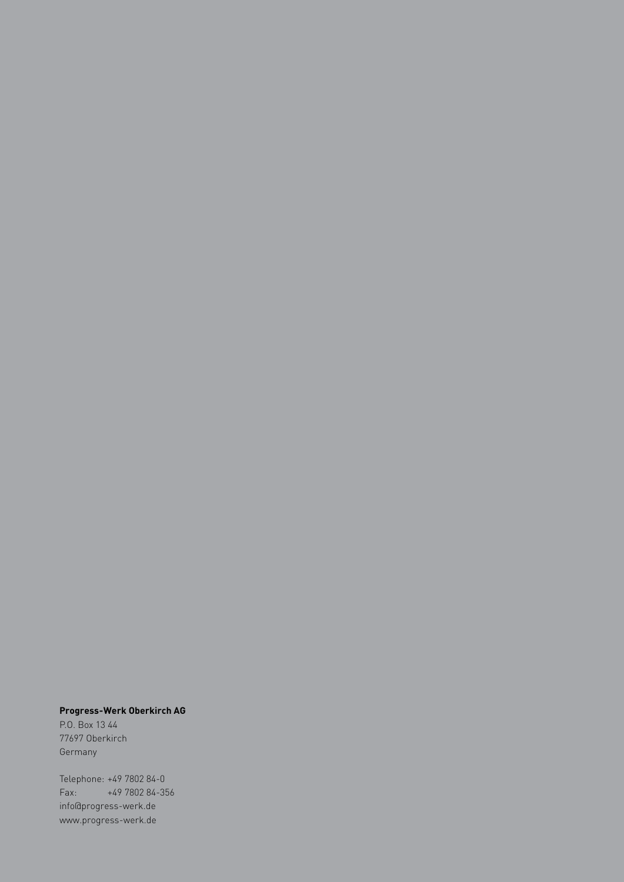**Progress-Werk Oberkirch AG**
P.O. Box 13 44
77697 Oberkirch
Germany

Telephone: +49 7802 84-0
Fax: +49 7802 84-356
info@progress-werk.de
www.progress-werk.de